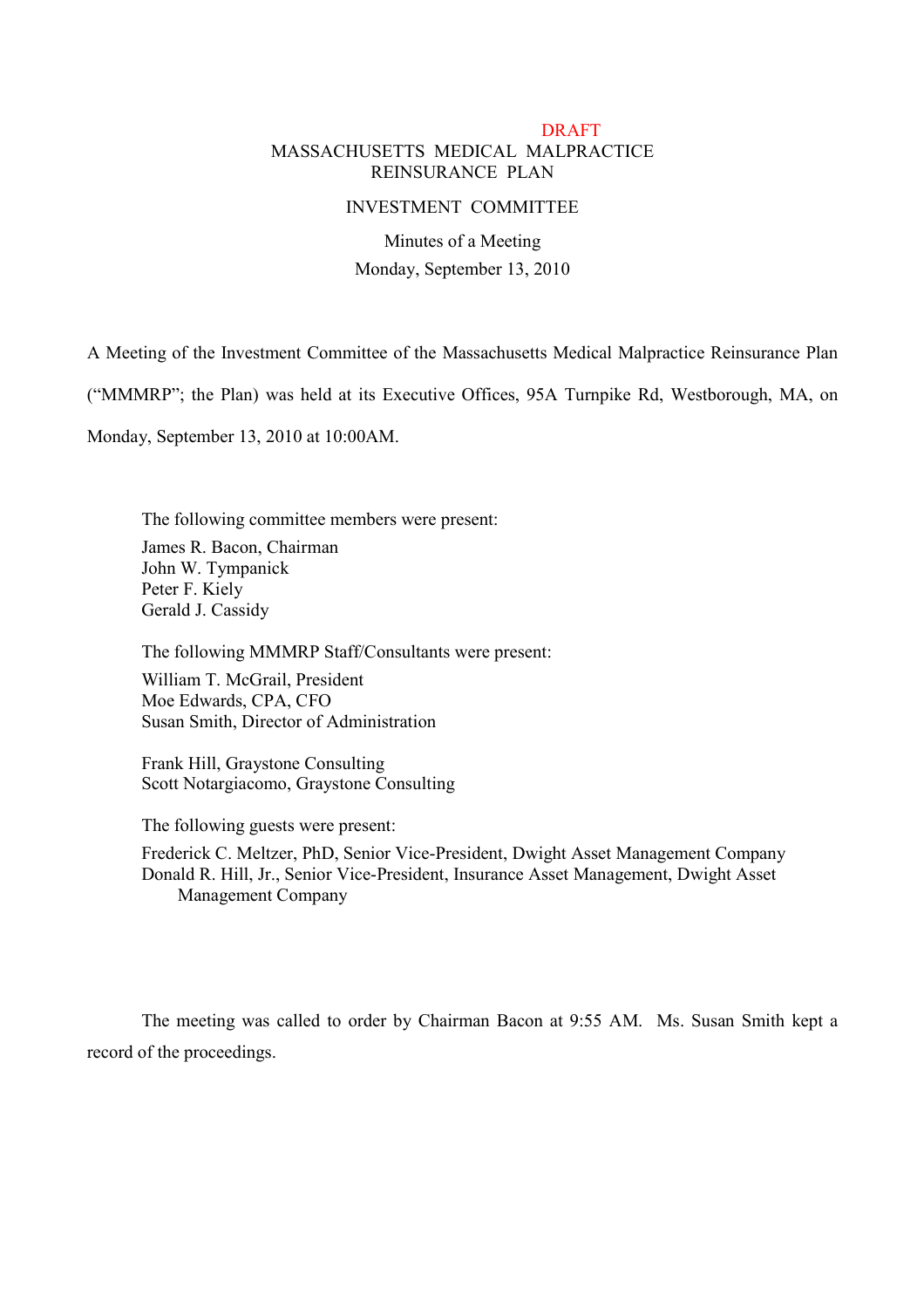DRAFT

# MASSACHUSETTS MEDICAL MALPRACTICE REINSURANCE PLAN

## INVESTMENT COMMITTEE

Minutes of a Meeting

Monday, September 13, 2010

A Meeting of the Investment Committee of the Massachusetts Medical Malpractice Reinsurance Plan ("MMMRP"; the Plan) was held at its Executive Offices, 95A Turnpike Rd, Westborough, MA, on Monday, September 13, 2010 at 10:00AM.

The following committee members were present:

James R. Bacon, Chairman
John W. Tympanick
Peter F. Kiely
Gerald J. Cassidy

The following MMMRP Staff/Consultants were present:

William T. McGrail, President
Moe Edwards, CPA, CFO
Susan Smith, Director of Administration

Frank Hill, Graystone Consulting
Scott Notargiacomo, Graystone Consulting

The following guests were present:

Frederick C. Meltzer, PhD, Senior Vice-President, Dwight Asset Management Company
Donald R. Hill, Jr., Senior Vice-President, Insurance Asset Management, Dwight Asset Management Company

The meeting was called to order by Chairman Bacon at 9:55 AM. Ms. Susan Smith kept a record of the proceedings.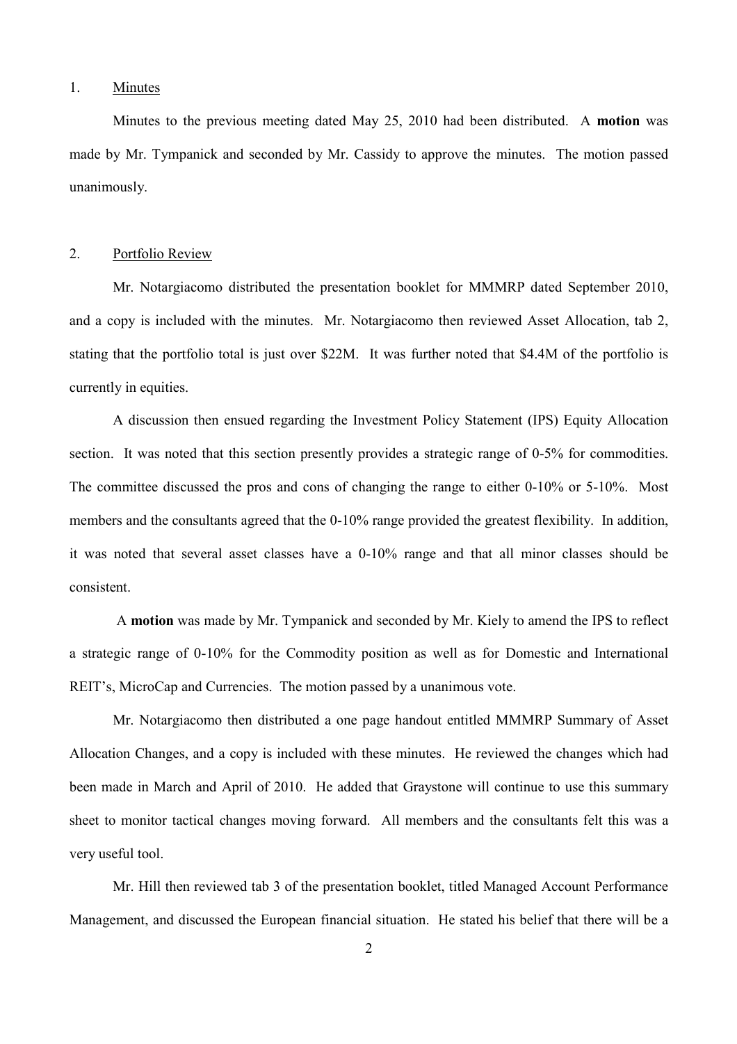1. <u>Minutes</u>

Minutes to the previous meeting dated May 25, 2010 had been distributed. A **motion** was made by Mr. Tympanick and seconded by Mr. Cassidy to approve the minutes. The motion passed unanimously.

2. <u>Portfolio Review</u>

Mr. Notargiacomo distributed the presentation booklet for MMMRP dated September 2010, and a copy is included with the minutes. Mr. Notargiacomo then reviewed Asset Allocation, tab 2, stating that the portfolio total is just over $22M. It was further noted that $4.4M of the portfolio is currently in equities.

A discussion then ensued regarding the Investment Policy Statement (IPS) Equity Allocation section. It was noted that this section presently provides a strategic range of 0-5% for commodities. The committee discussed the pros and cons of changing the range to either 0-10% or 5-10%. Most members and the consultants agreed that the 0-10% range provided the greatest flexibility. In addition, it was noted that several asset classes have a 0-10% range and that all minor classes should be consistent.

A **motion** was made by Mr. Tympanick and seconded by Mr. Kiely to amend the IPS to reflect a strategic range of 0-10% for the Commodity position as well as for Domestic and International REIT's, MicroCap and Currencies. The motion passed by a unanimous vote.

Mr. Notargiacomo then distributed a one page handout entitled MMMRP Summary of Asset Allocation Changes, and a copy is included with these minutes. He reviewed the changes which had been made in March and April of 2010. He added that Graystone will continue to use this summary sheet to monitor tactical changes moving forward. All members and the consultants felt this was a very useful tool.

Mr. Hill then reviewed tab 3 of the presentation booklet, titled Managed Account Performance Management, and discussed the European financial situation. He stated his belief that there will be a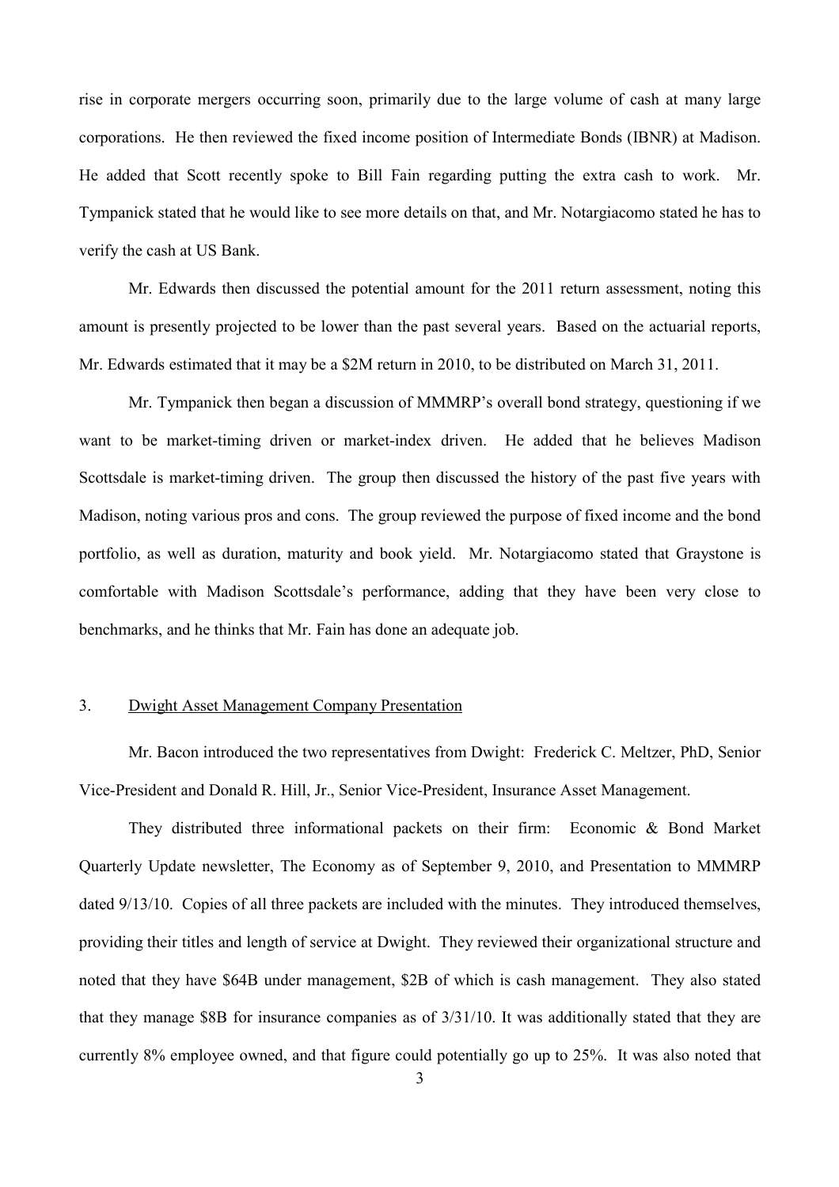rise in corporate mergers occurring soon, primarily due to the large volume of cash at many large corporations. He then reviewed the fixed income position of Intermediate Bonds (IBNR) at Madison. He added that Scott recently spoke to Bill Fain regarding putting the extra cash to work. Mr. Tympanick stated that he would like to see more details on that, and Mr. Notargiacomo stated he has to verify the cash at US Bank.

Mr. Edwards then discussed the potential amount for the 2011 return assessment, noting this amount is presently projected to be lower than the past several years. Based on the actuarial reports, Mr. Edwards estimated that it may be a $2M return in 2010, to be distributed on March 31, 2011.

Mr. Tympanick then began a discussion of MMMRP's overall bond strategy, questioning if we want to be market-timing driven or market-index driven. He added that he believes Madison Scottsdale is market-timing driven. The group then discussed the history of the past five years with Madison, noting various pros and cons. The group reviewed the purpose of fixed income and the bond portfolio, as well as duration, maturity and book yield. Mr. Notargiacomo stated that Graystone is comfortable with Madison Scottsdale's performance, adding that they have been very close to benchmarks, and he thinks that Mr. Fain has done an adequate job.

3. <u>Dwight Asset Management Company Presentation</u>

Mr. Bacon introduced the two representatives from Dwight: Frederick C. Meltzer, PhD, Senior Vice-President and Donald R. Hill, Jr., Senior Vice-President, Insurance Asset Management.

They distributed three informational packets on their firm: Economic & Bond Market Quarterly Update newsletter, The Economy as of September 9, 2010, and Presentation to MMMRP dated 9/13/10. Copies of all three packets are included with the minutes. They introduced themselves, providing their titles and length of service at Dwight. They reviewed their organizational structure and noted that they have $64B under management, $2B of which is cash management. They also stated that they manage $8B for insurance companies as of 3/31/10. It was additionally stated that they are currently 8% employee owned, and that figure could potentially go up to 25%. It was also noted that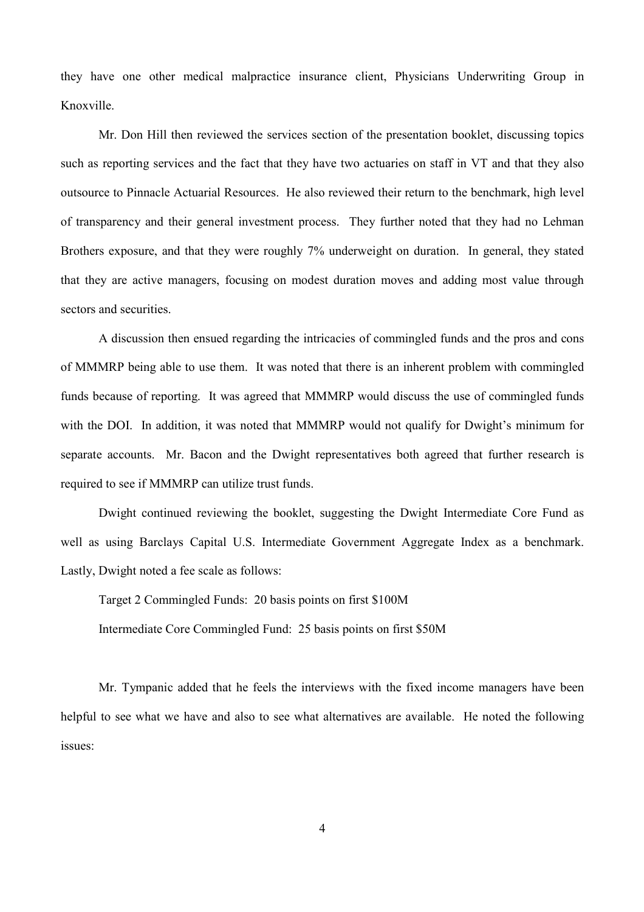they have one other medical malpractice insurance client, Physicians Underwriting Group in Knoxville.

Mr. Don Hill then reviewed the services section of the presentation booklet, discussing topics such as reporting services and the fact that they have two actuaries on staff in VT and that they also outsource to Pinnacle Actuarial Resources. He also reviewed their return to the benchmark, high level of transparency and their general investment process. They further noted that they had no Lehman Brothers exposure, and that they were roughly 7% underweight on duration. In general, they stated that they are active managers, focusing on modest duration moves and adding most value through sectors and securities.

A discussion then ensued regarding the intricacies of commingled funds and the pros and cons of MMMRP being able to use them. It was noted that there is an inherent problem with commingled funds because of reporting. It was agreed that MMMRP would discuss the use of commingled funds with the DOI. In addition, it was noted that MMMRP would not qualify for Dwight's minimum for separate accounts. Mr. Bacon and the Dwight representatives both agreed that further research is required to see if MMMRP can utilize trust funds.

Dwight continued reviewing the booklet, suggesting the Dwight Intermediate Core Fund as well as using Barclays Capital U.S. Intermediate Government Aggregate Index as a benchmark. Lastly, Dwight noted a fee scale as follows:

Target 2 Commingled Funds: 20 basis points on first $100M

Intermediate Core Commingled Fund: 25 basis points on first $50M

Mr. Tympanic added that he feels the interviews with the fixed income managers have been helpful to see what we have and also to see what alternatives are available. He noted the following issues: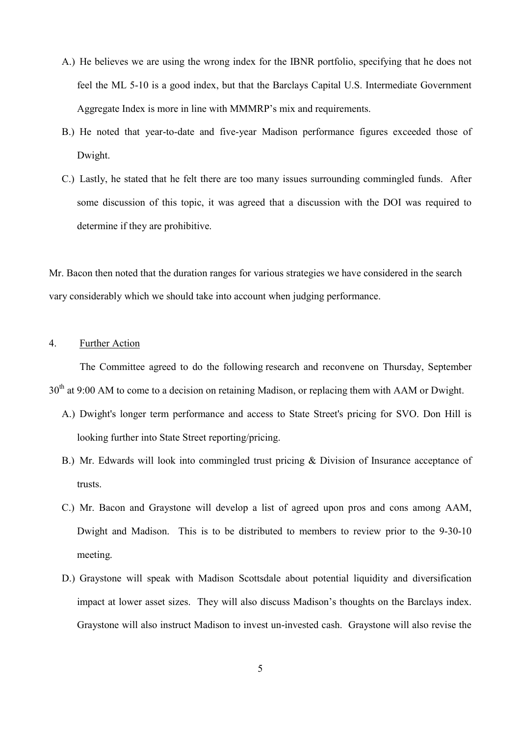A.) He believes we are using the wrong index for the IBNR portfolio, specifying that he does not feel the ML 5-10 is a good index, but that the Barclays Capital U.S. Intermediate Government Aggregate Index is more in line with MMMRP's mix and requirements.

B.) He noted that year-to-date and five-year Madison performance figures exceeded those of Dwight.

C.) Lastly, he stated that he felt there are too many issues surrounding commingled funds. After some discussion of this topic, it was agreed that a discussion with the DOI was required to determine if they are prohibitive.

Mr. Bacon then noted that the duration ranges for various strategies we have considered in the search vary considerably which we should take into account when judging performance.

4. Further Action

The Committee agreed to do the following research and reconvene on Thursday, September 30th at 9:00 AM to come to a decision on retaining Madison, or replacing them with AAM or Dwight.

A.) Dwight's longer term performance and access to State Street's pricing for SVO. Don Hill is looking further into State Street reporting/pricing.

B.) Mr. Edwards will look into commingled trust pricing & Division of Insurance acceptance of trusts.

C.) Mr. Bacon and Graystone will develop a list of agreed upon pros and cons among AAM, Dwight and Madison. This is to be distributed to members to review prior to the 9-30-10 meeting.

D.) Graystone will speak with Madison Scottsdale about potential liquidity and diversification impact at lower asset sizes. They will also discuss Madison's thoughts on the Barclays index. Graystone will also instruct Madison to invest un-invested cash. Graystone will also revise the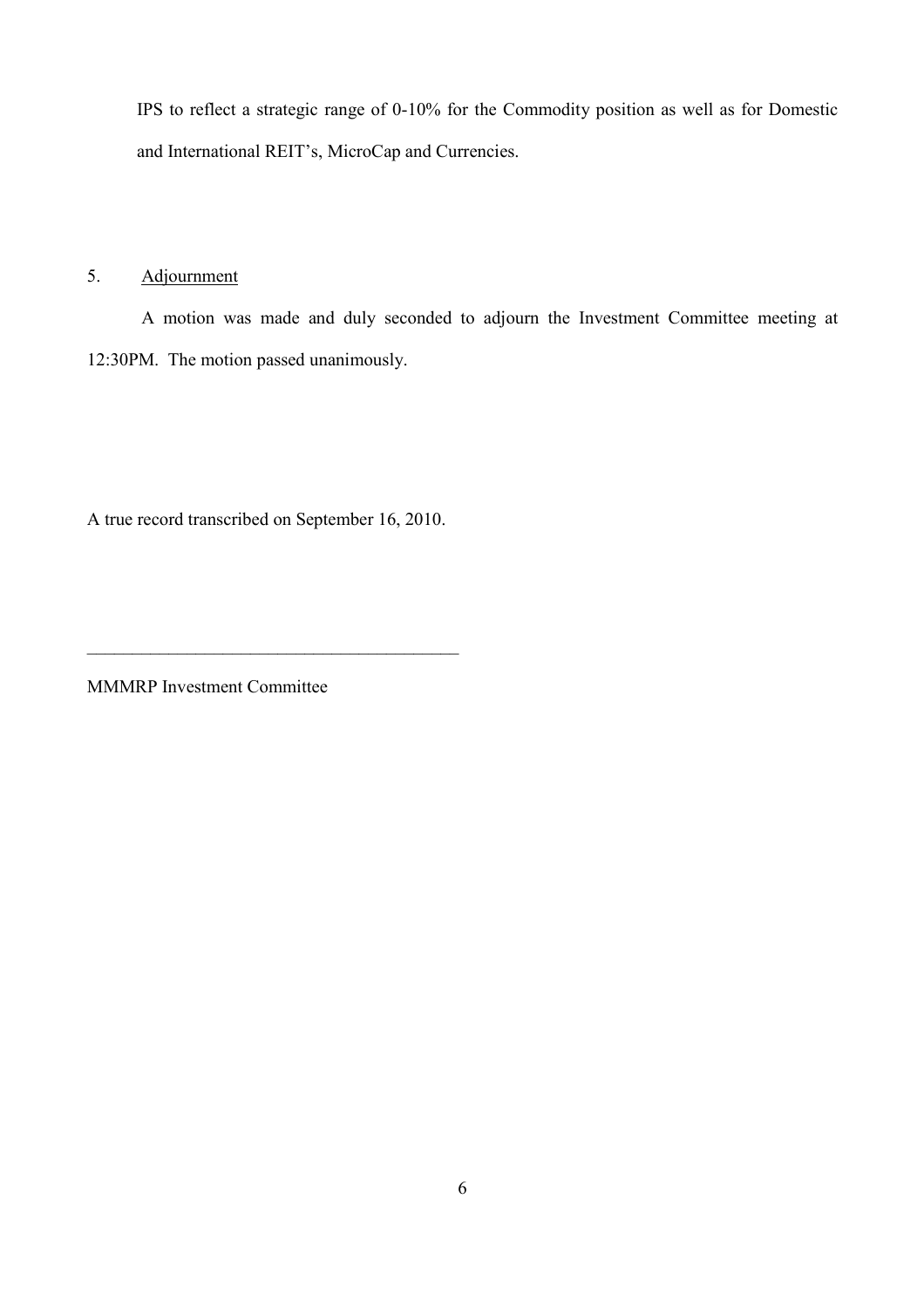IPS to reflect a strategic range of 0-10% for the Commodity position as well as for Domestic and International REIT's, MicroCap and Currencies.

5. Adjournment

A motion was made and duly seconded to adjourn the Investment Committee meeting at 12:30PM. The motion passed unanimously.

A true record transcribed on September 16, 2010.

\_\_\_\_\_\_\_\_\_\_\_\_\_\_\_\_\_\_\_\_\_\_\_\_\_\_\_\_\_\_\_\_\_\_\_\_\_\_\_\_\_

MMMRP Investment Committee